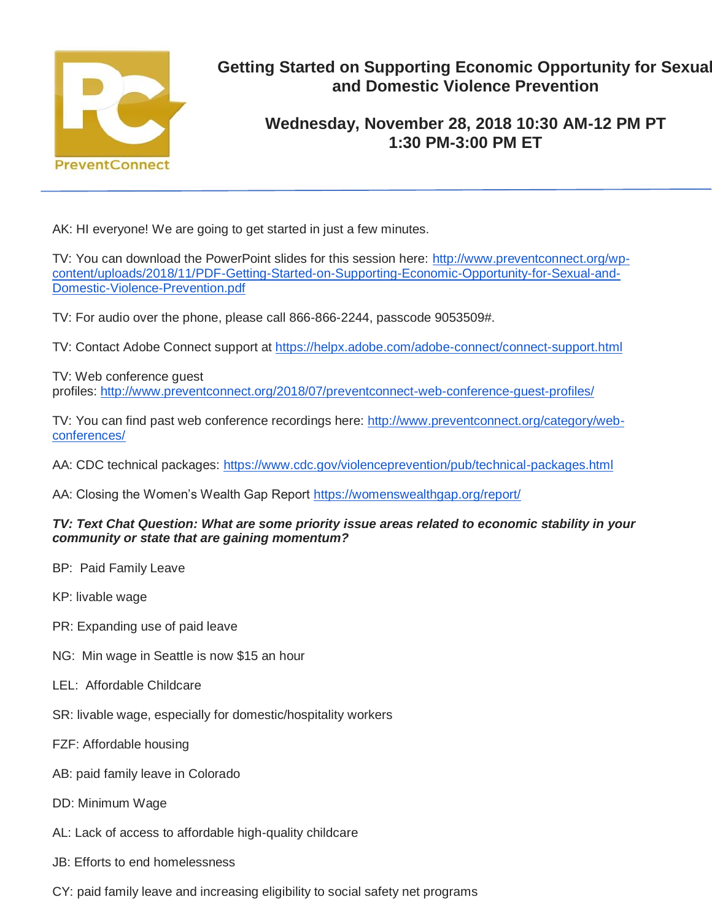PreventConnect

# Getting Started on Supporting Economic Opportunity for Sexual and Domestic Violence Prevention

## Wednesday, November 28, 2018 10:30 AM-12 PM PT 1:30 PM-3:00 PM ET

AK: HI everyone! We are going to get started in just a few minutes.

TV: You can download the PowerPoint slides for this session here: http://www.preventconnect.org/wp-content/uploads/2018/11/PDF-Getting-Started-on-Supporting-Economic-Opportunity-for-Sexual-and-Domestic-Violence-Prevention.pdf

TV: For audio over the phone, please call 866-866-2244, passcode 9053509#.

TV: Contact Adobe Connect support at https://helpx.adobe.com/adobe-connect/connect-support.html

TV: Web conference guest profiles: http://www.preventconnect.org/2018/07/preventconnect-web-conference-guest-profiles/

TV: You can find past web conference recordings here: http://www.preventconnect.org/category/web-conferences/

AA: CDC technical packages: https://www.cdc.gov/violenceprevention/pub/technical-packages.html

AA: Closing the Women's Wealth Gap Report https://womenswealthgap.org/report/

***TV: Text Chat Question: What are some priority issue areas related to economic stability in your community or state that are gaining momentum?***

BP: Paid Family Leave

KP: livable wage

PR: Expanding use of paid leave

NG: Min wage in Seattle is now $15 an hour

LEL: Affordable Childcare

SR: livable wage, especially for domestic/hospitality workers

FZF: Affordable housing

AB: paid family leave in Colorado

DD: Minimum Wage

AL: Lack of access to affordable high-quality childcare

JB: Efforts to end homelessness

CY: paid family leave and increasing eligibility to social safety net programs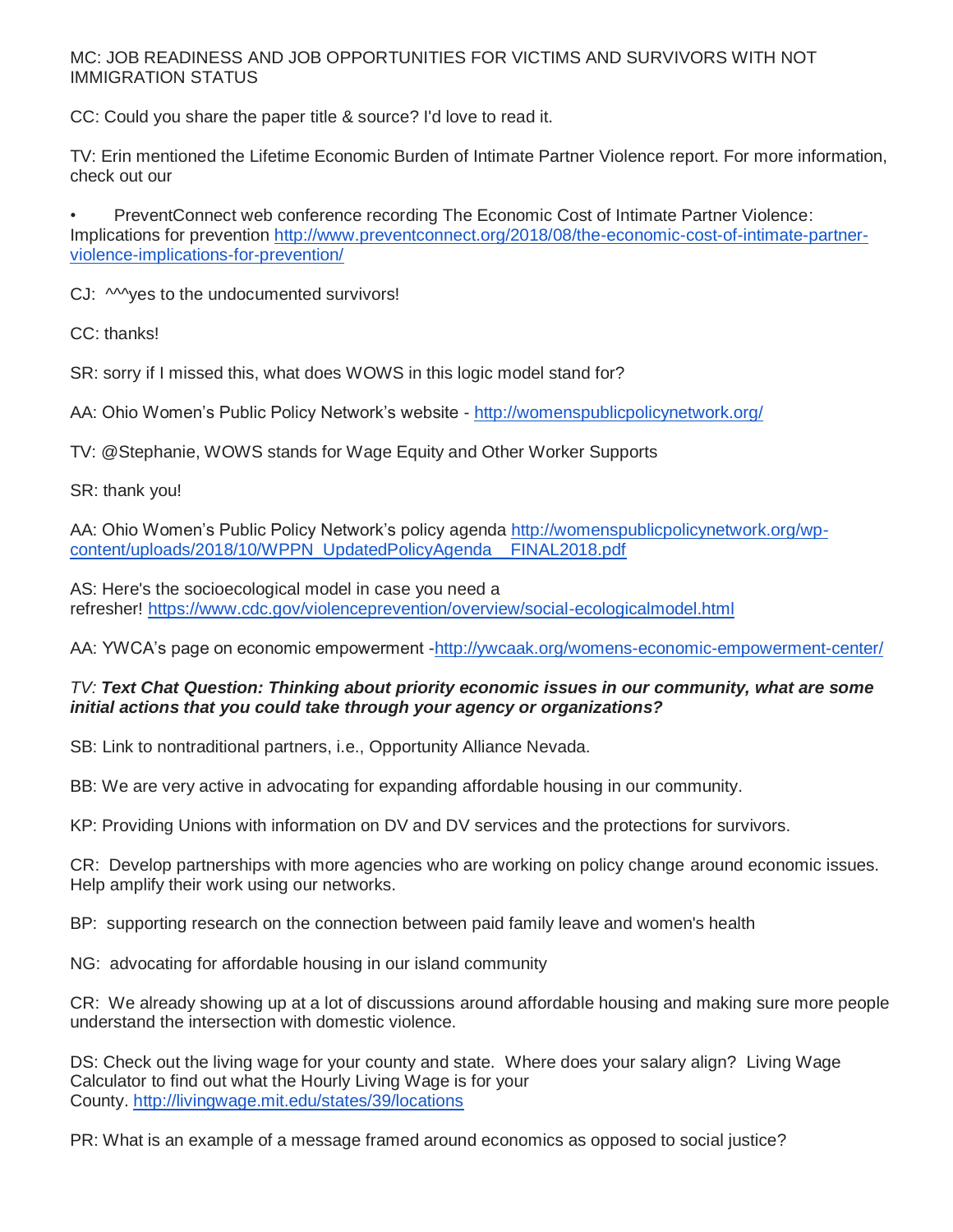MC: JOB READINESS AND JOB OPPORTUNITIES FOR VICTIMS AND SURVIVORS WITH NOT IMMIGRATION STATUS

CC: Could you share the paper title & source? I'd love to read it.

TV: Erin mentioned the Lifetime Economic Burden of Intimate Partner Violence report. For more information, check out our

- PreventConnect web conference recording The Economic Cost of Intimate Partner Violence: Implications for prevention http://www.preventconnect.org/2018/08/the-economic-cost-of-intimate-partner-violence-implications-for-prevention/

CJ: ^^^yes to the undocumented survivors!

CC: thanks!

SR: sorry if I missed this, what does WOWS in this logic model stand for?

AA: Ohio Women's Public Policy Network's website - http://womenspublicpolicynetwork.org/

TV: @Stephanie, WOWS stands for Wage Equity and Other Worker Supports

SR: thank you!

AA: Ohio Women's Public Policy Network's policy agenda http://womenspublicpolicynetwork.org/wp-content/uploads/2018/10/WPPN_UpdatedPolicyAgenda__FINAL2018.pdf

AS: Here's the socioecological model in case you need a refresher! https://www.cdc.gov/violenceprevention/overview/social-ecologicalmodel.html

AA: YWCA's page on economic empowerment -http://ywcaak.org/womens-economic-empowerment-center/

*TV:* ***Text Chat Question: Thinking about priority economic issues in our community, what are some initial actions that you could take through your agency or organizations?***

SB: Link to nontraditional partners, i.e., Opportunity Alliance Nevada.

BB: We are very active in advocating for expanding affordable housing in our community.

KP: Providing Unions with information on DV and DV services and the protections for survivors.

CR: Develop partnerships with more agencies who are working on policy change around economic issues. Help amplify their work using our networks.

BP: supporting research on the connection between paid family leave and women's health

NG: advocating for affordable housing in our island community

CR: We already showing up at a lot of discussions around affordable housing and making sure more people understand the intersection with domestic violence.

DS: Check out the living wage for your county and state. Where does your salary align? Living Wage Calculator to find out what the Hourly Living Wage is for your County. http://livingwage.mit.edu/states/39/locations

PR: What is an example of a message framed around economics as opposed to social justice?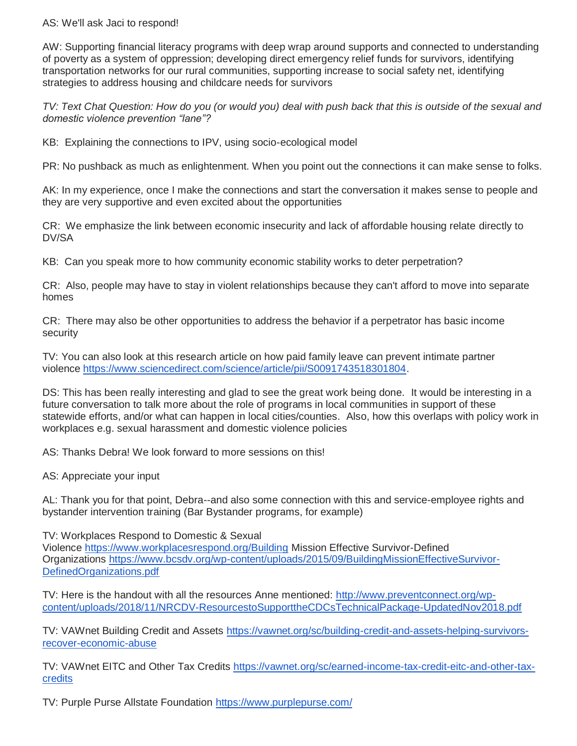AS: We'll ask Jaci to respond!

AW: Supporting financial literacy programs with deep wrap around supports and connected to understanding of poverty as a system of oppression; developing direct emergency relief funds for survivors, identifying transportation networks for our rural communities, supporting increase to social safety net, identifying strategies to address housing and childcare needs for survivors

*TV: Text Chat Question: How do you (or would you) deal with push back that this is outside of the sexual and domestic violence prevention "lane"?*

KB: Explaining the connections to IPV, using socio-ecological model

PR: No pushback as much as enlightenment. When you point out the connections it can make sense to folks.

AK: In my experience, once I make the connections and start the conversation it makes sense to people and they are very supportive and even excited about the opportunities

CR: We emphasize the link between economic insecurity and lack of affordable housing relate directly to DV/SA

KB: Can you speak more to how community economic stability works to deter perpetration?

CR: Also, people may have to stay in violent relationships because they can't afford to move into separate homes

CR: There may also be other opportunities to address the behavior if a perpetrator has basic income security

TV: You can also look at this research article on how paid family leave can prevent intimate partner violence [https://www.sciencedirect.com/science/article/pii/S0091743518301804](https://www.sciencedirect.com/science/article/pii/S0091743518301804).

DS: This has been really interesting and glad to see the great work being done. It would be interesting in a future conversation to talk more about the role of programs in local communities in support of these statewide efforts, and/or what can happen in local cities/counties. Also, how this overlaps with policy work in workplaces e.g. sexual harassment and domestic violence policies

AS: Thanks Debra! We look forward to more sessions on this!

AS: Appreciate your input

AL: Thank you for that point, Debra--and also some connection with this and service-employee rights and bystander intervention training (Bar Bystander programs, for example)

TV: Workplaces Respond to Domestic & Sexual Violence [https://www.workplacesrespond.org/Building](https://www.workplacesrespond.org/Building) Mission Effective Survivor-Defined Organizations [https://www.bcsdv.org/wp-content/uploads/2015/09/BuildingMissionEffectiveSurvivor-DefinedOrganizations.pdf](https://www.bcsdv.org/wp-content/uploads/2015/09/BuildingMissionEffectiveSurvivor-DefinedOrganizations.pdf)

TV: Here is the handout with all the resources Anne mentioned: [http://www.preventconnect.org/wp-content/uploads/2018/11/NRCDV-ResourcestoSupporttheCDCsTechnicalPackage-UpdatedNov2018.pdf](http://www.preventconnect.org/wp-content/uploads/2018/11/NRCDV-ResourcestoSupporttheCDCsTechnicalPackage-UpdatedNov2018.pdf)

TV: VAWnet Building Credit and Assets [https://vawnet.org/sc/building-credit-and-assets-helping-survivors-recover-economic-abuse](https://vawnet.org/sc/building-credit-and-assets-helping-survivors-recover-economic-abuse)

TV: VAWnet EITC and Other Tax Credits [https://vawnet.org/sc/earned-income-tax-credit-eitc-and-other-tax-credits](https://vawnet.org/sc/earned-income-tax-credit-eitc-and-other-tax-credits)

TV: Purple Purse Allstate Foundation [https://www.purplepurse.com/](https://www.purplepurse.com/)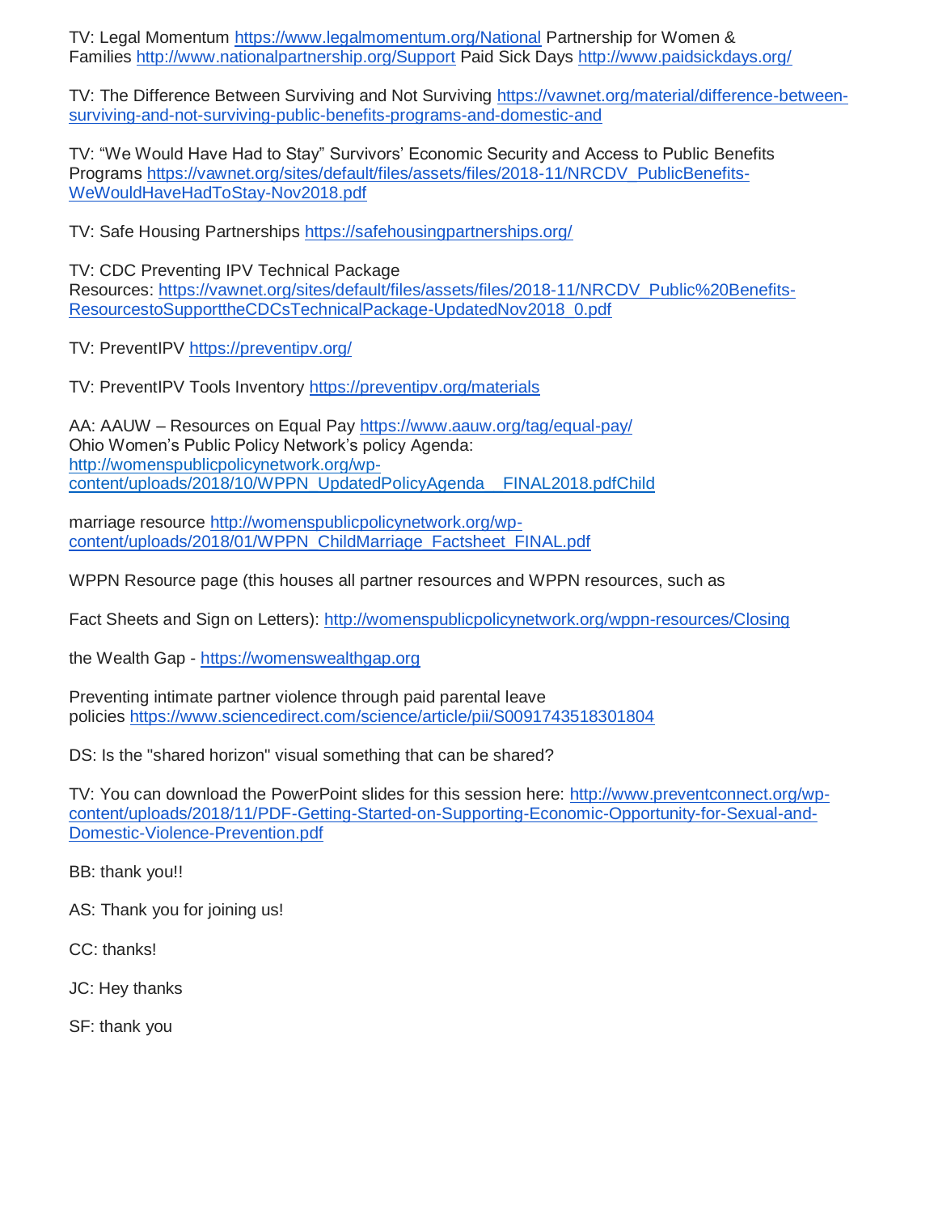TV: Legal Momentum https://www.legalmomentum.org/National Partnership for Women & Families http://www.nationalpartnership.org/Support Paid Sick Days http://www.paidsickdays.org/

TV: The Difference Between Surviving and Not Surviving https://vawnet.org/material/difference-between-surviving-and-not-surviving-public-benefits-programs-and-domestic-and

TV: "We Would Have Had to Stay" Survivors' Economic Security and Access to Public Benefits Programs https://vawnet.org/sites/default/files/assets/files/2018-11/NRCDV_PublicBenefits-WeWouldHaveHadToStay-Nov2018.pdf

TV: Safe Housing Partnerships https://safehousingpartnerships.org/

TV: CDC Preventing IPV Technical Package Resources: https://vawnet.org/sites/default/files/assets/files/2018-11/NRCDV_Public%20Benefits-ResourcestoSupporttheCDCsTechnicalPackage-UpdatedNov2018_0.pdf

TV: PreventIPV https://preventipv.org/

TV: PreventIPV Tools Inventory https://preventipv.org/materials

AA: AAUW – Resources on Equal Pay https://www.aauw.org/tag/equal-pay/
Ohio Women's Public Policy Network's policy Agenda: http://womenspublicpolicynetwork.org/wp-content/uploads/2018/10/WPPN_UpdatedPolicyAgenda__FINAL2018.pdfChild

marriage resource http://womenspublicpolicynetwork.org/wp-content/uploads/2018/01/WPPN_ChildMarriage_Factsheet_FINAL.pdf

WPPN Resource page (this houses all partner resources and WPPN resources, such as

Fact Sheets and Sign on Letters): http://womenspublicpolicynetwork.org/wppn-resources/Closing

the Wealth Gap - https://womenswealthgap.org

Preventing intimate partner violence through paid parental leave policies https://www.sciencedirect.com/science/article/pii/S0091743518301804

DS: Is the "shared horizon" visual something that can be shared?

TV: You can download the PowerPoint slides for this session here: http://www.preventconnect.org/wp-content/uploads/2018/11/PDF-Getting-Started-on-Supporting-Economic-Opportunity-for-Sexual-and-Domestic-Violence-Prevention.pdf

BB: thank you!!

AS: Thank you for joining us!

CC: thanks!

JC: Hey thanks

SF: thank you